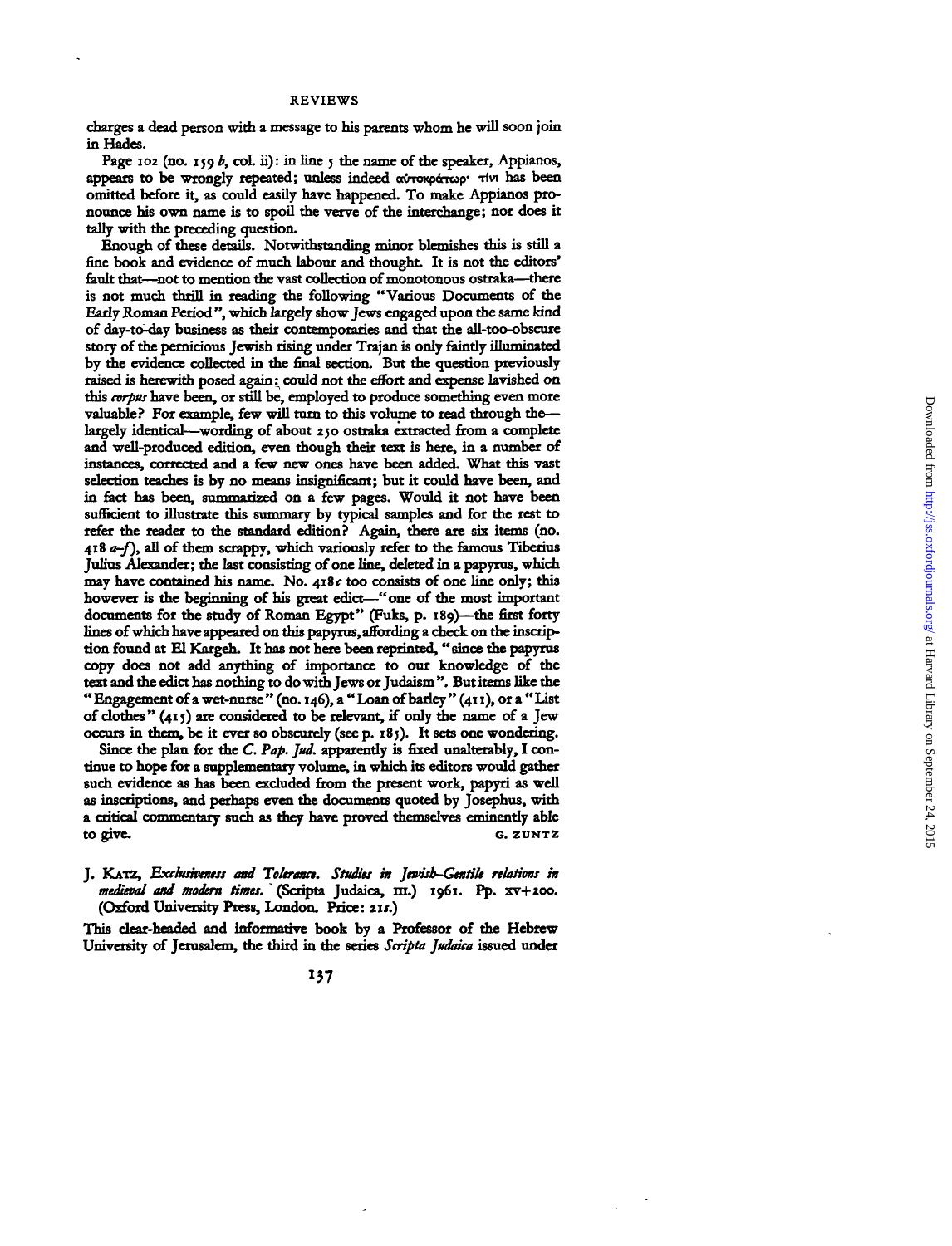charges a dead person with a message to his parents whom he will soon join in Hades.

Page 102 (no. 159 *b*, col. ii): in line 5 the name of the speaker, Appianos, appears to be wrongly repeated; unless indeed αὐτοκράτωρ· τίνι has been omitted before it, as could easily have happened. To make Appianos pronounce his own name is to spoil the verve of the interchange; nor does it tally with the preceding question.

Enough of these details. Notwithstanding minor blemishes this is still a fine book and evidence of much labour and thought. It is not the editors' fault that—not to mention the vast collection of monotonous ostraka—there is not much thrill in reading the following "Various Documents of the Early Roman Period", which largely show Jews engaged upon the same kind of day-to-day business as their contemporaries and that the all-too-obscure story of the pernicious Jewish rising under Trajan is only faintly illuminated by the evidence collected in the final section. But the question previously raised is herewith posed again: could not the effort and expense lavished on this *corpus* have been, or still be, employed to produce something even more valuable? For example, few will turn to this volume to read through the—largely identical—wording of about 250 ostraka extracted from a complete and well-produced edition, even though their text is here, in a number of instances, corrected and a few new ones have been added. What this vast selection teaches is by no means insignificant; but it could have been, and in fact has been, summarized on a few pages. Would it not have been sufficient to illustrate this summary by typical samples and for the rest to refer the reader to the standard edition? Again, there are six items (no. 418 *a–f*), all of them scrappy, which variously refer to the famous Tiberius Julius Alexander; the last consisting of one line, deleted in a papyrus, which may have contained his name. No. 418*c* too consists of one line only; this however is the beginning of his great edict—"one of the most important documents for the study of Roman Egypt" (Fuks, p. 189)—the first forty lines of which have appeared on this papyrus, affording a check on the inscription found at El Kargeh. It has not here been reprinted, "since the papyrus copy does not add anything of importance to our knowledge of the text and the edict has nothing to do with Jews or Judaism". But items like the "Engagement of a wet-nurse" (no. 146), a "Loan of barley" (411), or a "List of clothes" (415) are considered to be relevant, if only the name of a Jew occurs in them, be it ever so obscurely (see p. 185). It sets one wondering.

Since the plan for the *C. Pap. Jud.* apparently is fixed unalterably, I continue to hope for a supplementary volume, in which its editors would gather such evidence as has been excluded from the present work, papyri as well as inscriptions, and perhaps even the documents quoted by Josephus, with a critical commentary such as they have proved themselves eminently able to give.

G. ZUNTZ

J. KATZ, *Exclusiveness and Tolerance. Studies in Jewish–Gentile relations in medieval and modern times.* (Scripta Judaica, III.) 1961. Pp. xv+200. (Oxford University Press, London. Price: 21*s*.)

This clear-headed and informative book by a Professor of the Hebrew University of Jerusalem, the third in the series *Scripta Judaica* issued under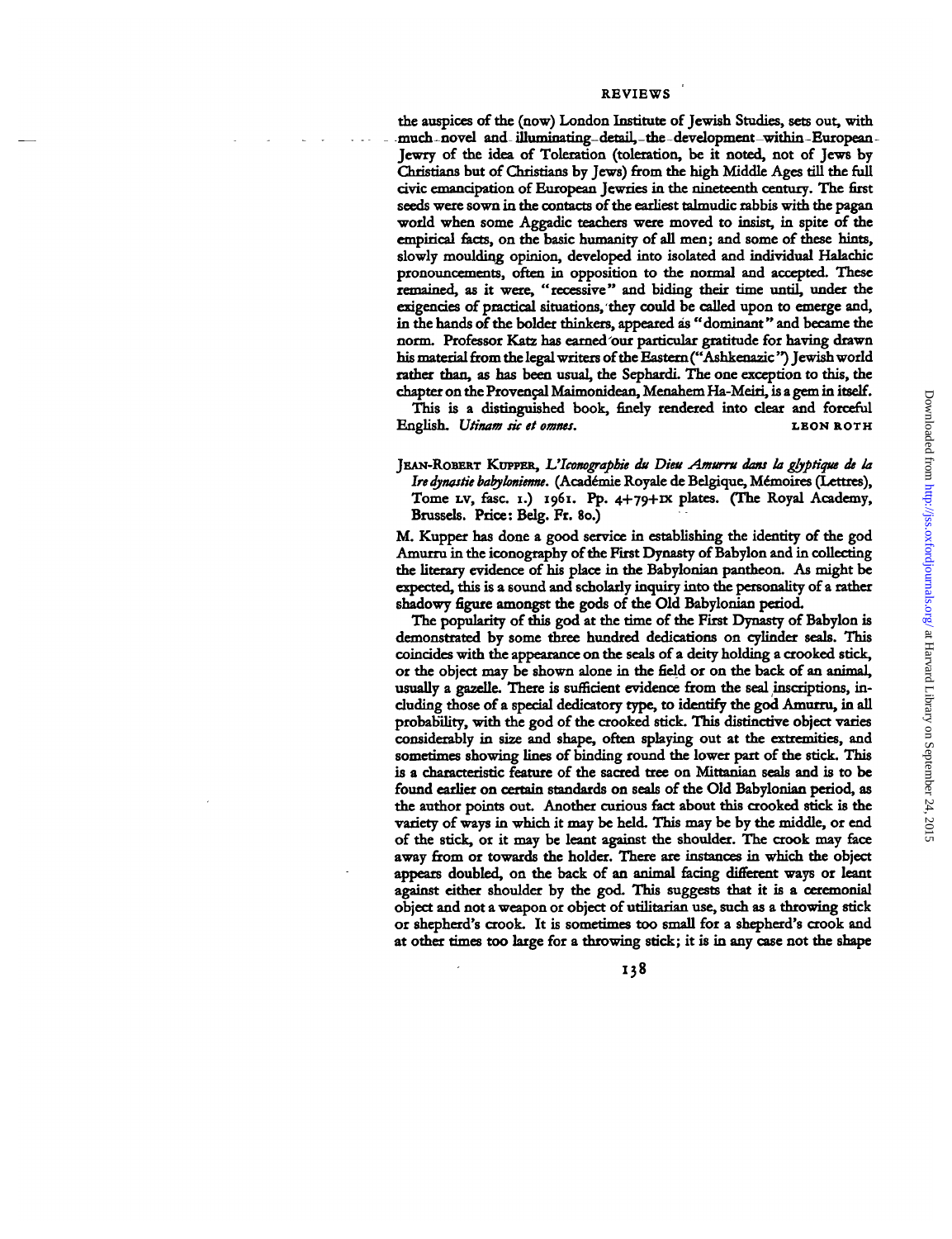the auspices of the (now) London Institute of Jewish Studies, sets out, with much novel and illuminating detail, the development within European Jewry of the idea of Toleration (toleration, be it noted, not of Jews by Christians but of Christians by Jews) from the high Middle Ages till the full civic emancipation of European Jewries in the nineteenth century. The first seeds were sown in the contacts of the earliest talmudic rabbis with the pagan world when some Aggadic teachers were moved to insist, in spite of the empirical facts, on the basic humanity of all men; and some of these hints, slowly moulding opinion, developed into isolated and individual Halachic pronouncements, often in opposition to the normal and accepted. These remained, as it were, "recessive" and biding their time until, under the exigencies of practical situations, they could be called upon to emerge and, in the hands of the bolder thinkers, appeared as "dominant" and became the norm. Professor Katz has earned our particular gratitude for having drawn his material from the legal writers of the Eastern ("Ashkenazic") Jewish world rather than, as has been usual, the Sephardi. The one exception to this, the chapter on the Provençal Maimonidean, Menahem Ha-Meiri, is a gem in itself.

This is a distinguished book, finely rendered into clear and forceful English. *Utinam sic et omnes.*

LEON ROTH

JEAN-ROBERT KUPPER, *L'Iconographie du Dieu Amurru dans la glyptique de la Ire dynastie babylonienne.* (Académie Royale de Belgique, Mémoires (Lettres), Tome LV, fasc. 1.) 1961. Pp. 4+79+IX plates. (The Royal Academy, Brussels. Price: Belg. Fr. 80.)

M. Kupper has done a good service in establishing the identity of the god Amurru in the iconography of the First Dynasty of Babylon and in collecting the literary evidence of his place in the Babylonian pantheon. As might be expected, this is a sound and scholarly inquiry into the personality of a rather shadowy figure amongst the gods of the Old Babylonian period.

The popularity of this god at the time of the First Dynasty of Babylon is demonstrated by some three hundred dedications on cylinder seals. This coincides with the appearance on the seals of a deity holding a crooked stick, or the object may be shown alone in the field or on the back of an animal, usually a gazelle. There is sufficient evidence from the seal inscriptions, including those of a special dedicatory type, to identify the god Amurru, in all probability, with the god of the crooked stick. This distinctive object varies considerably in size and shape, often splaying out at the extremities, and sometimes showing lines of binding round the lower part of the stick. This is a characteristic feature of the sacred tree on Mittanian seals and is to be found earlier on certain standards on seals of the Old Babylonian period, as the author points out. Another curious fact about this crooked stick is the variety of ways in which it may be held. This may be by the middle, or end of the stick, or it may be leant against the shoulder. The crook may face away from or towards the holder. There are instances in which the object appears doubled, on the back of an animal facing different ways or leant against either shoulder by the god. This suggests that it is a ceremonial object and not a weapon or object of utilitarian use, such as a throwing stick or shepherd's crook. It is sometimes too small for a shepherd's crook and at other times too large for a throwing stick; it is in any case not the shape